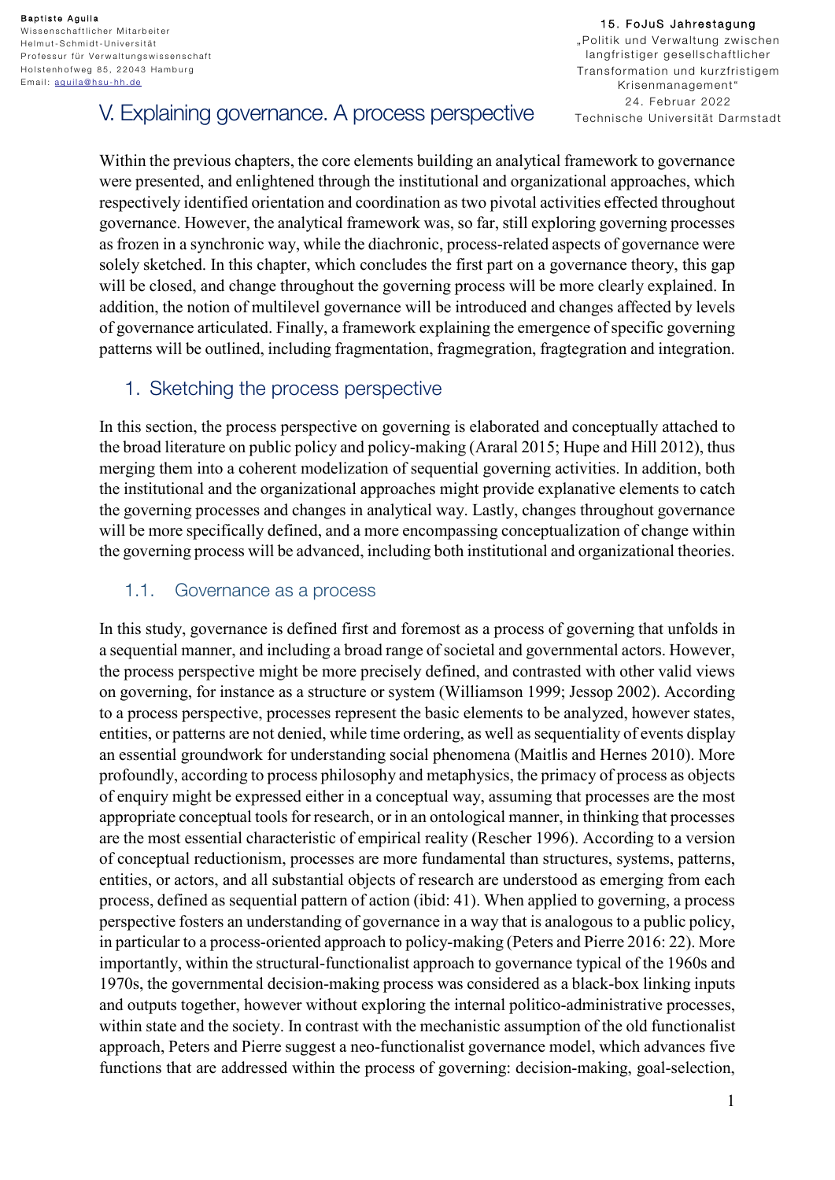Baptiste Aguila
Wissenschaftlicher Mitarbeiter
Helmut-Schmidt-Universität
Professur für Verwaltungswissenschaft
Holstenhofweg 85, 22043 Hamburg
Email: aguila@hsu-hh.de

15. FoJuS Jahrestagung
„Politik und Verwaltung zwischen langfristiger gesellschaftlicher Transformation und kurzfristigem Krisenmanagement"
24. Februar 2022
Technische Universität Darmstadt

# V. Explaining governance. A process perspective

Within the previous chapters, the core elements building an analytical framework to governance were presented, and enlightened through the institutional and organizational approaches, which respectively identified orientation and coordination as two pivotal activities effected throughout governance. However, the analytical framework was, so far, still exploring governing processes as frozen in a synchronic way, while the diachronic, process-related aspects of governance were solely sketched. In this chapter, which concludes the first part on a governance theory, this gap will be closed, and change throughout the governing process will be more clearly explained. In addition, the notion of multilevel governance will be introduced and changes affected by levels of governance articulated. Finally, a framework explaining the emergence of specific governing patterns will be outlined, including fragmentation, fragmegration, fragtegration and integration.

## 1. Sketching the process perspective

In this section, the process perspective on governing is elaborated and conceptually attached to the broad literature on public policy and policy-making (Araral 2015; Hupe and Hill 2012), thus merging them into a coherent modelization of sequential governing activities. In addition, both the institutional and the organizational approaches might provide explanative elements to catch the governing processes and changes in analytical way. Lastly, changes throughout governance will be more specifically defined, and a more encompassing conceptualization of change within the governing process will be advanced, including both institutional and organizational theories.

### 1.1. Governance as a process

In this study, governance is defined first and foremost as a process of governing that unfolds in a sequential manner, and including a broad range of societal and governmental actors. However, the process perspective might be more precisely defined, and contrasted with other valid views on governing, for instance as a structure or system (Williamson 1999; Jessop 2002). According to a process perspective, processes represent the basic elements to be analyzed, however states, entities, or patterns are not denied, while time ordering, as well as sequentiality of events display an essential groundwork for understanding social phenomena (Maitlis and Hernes 2010). More profoundly, according to process philosophy and metaphysics, the primacy of process as objects of enquiry might be expressed either in a conceptual way, assuming that processes are the most appropriate conceptual tools for research, or in an ontological manner, in thinking that processes are the most essential characteristic of empirical reality (Rescher 1996). According to a version of conceptual reductionism, processes are more fundamental than structures, systems, patterns, entities, or actors, and all substantial objects of research are understood as emerging from each process, defined as sequential pattern of action (ibid: 41). When applied to governing, a process perspective fosters an understanding of governance in a way that is analogous to a public policy, in particular to a process-oriented approach to policy-making (Peters and Pierre 2016: 22). More importantly, within the structural-functionalist approach to governance typical of the 1960s and 1970s, the governmental decision-making process was considered as a black-box linking inputs and outputs together, however without exploring the internal politico-administrative processes, within state and the society. In contrast with the mechanistic assumption of the old functionalist approach, Peters and Pierre suggest a neo-functionalist governance model, which advances five functions that are addressed within the process of governing: decision-making, goal-selection,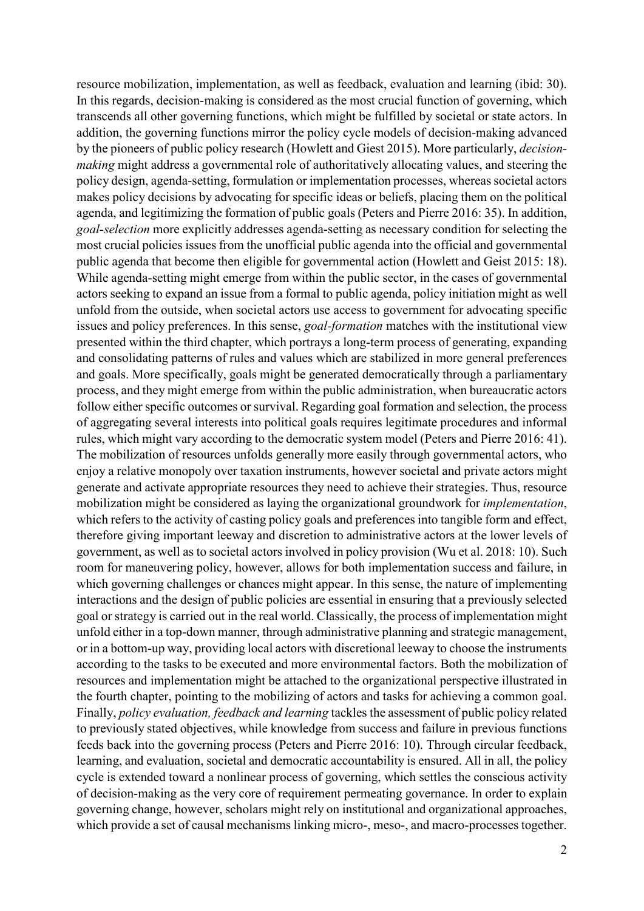resource mobilization, implementation, as well as feedback, evaluation and learning (ibid: 30). In this regards, decision-making is considered as the most crucial function of governing, which transcends all other governing functions, which might be fulfilled by societal or state actors. In addition, the governing functions mirror the policy cycle models of decision-making advanced by the pioneers of public policy research (Howlett and Giest 2015). More particularly, *decision-making* might address a governmental role of authoritatively allocating values, and steering the policy design, agenda-setting, formulation or implementation processes, whereas societal actors makes policy decisions by advocating for specific ideas or beliefs, placing them on the political agenda, and legitimizing the formation of public goals (Peters and Pierre 2016: 35). In addition, *goal-selection* more explicitly addresses agenda-setting as necessary condition for selecting the most crucial policies issues from the unofficial public agenda into the official and governmental public agenda that become then eligible for governmental action (Howlett and Geist 2015: 18). While agenda-setting might emerge from within the public sector, in the cases of governmental actors seeking to expand an issue from a formal to public agenda, policy initiation might as well unfold from the outside, when societal actors use access to government for advocating specific issues and policy preferences. In this sense, *goal-formation* matches with the institutional view presented within the third chapter, which portrays a long-term process of generating, expanding and consolidating patterns of rules and values which are stabilized in more general preferences and goals. More specifically, goals might be generated democratically through a parliamentary process, and they might emerge from within the public administration, when bureaucratic actors follow either specific outcomes or survival. Regarding goal formation and selection, the process of aggregating several interests into political goals requires legitimate procedures and informal rules, which might vary according to the democratic system model (Peters and Pierre 2016: 41). The mobilization of resources unfolds generally more easily through governmental actors, who enjoy a relative monopoly over taxation instruments, however societal and private actors might generate and activate appropriate resources they need to achieve their strategies. Thus, resource mobilization might be considered as laying the organizational groundwork for *implementation*, which refers to the activity of casting policy goals and preferences into tangible form and effect, therefore giving important leeway and discretion to administrative actors at the lower levels of government, as well as to societal actors involved in policy provision (Wu et al. 2018: 10). Such room for maneuvering policy, however, allows for both implementation success and failure, in which governing challenges or chances might appear. In this sense, the nature of implementing interactions and the design of public policies are essential in ensuring that a previously selected goal or strategy is carried out in the real world. Classically, the process of implementation might unfold either in a top-down manner, through administrative planning and strategic management, or in a bottom-up way, providing local actors with discretional leeway to choose the instruments according to the tasks to be executed and more environmental factors. Both the mobilization of resources and implementation might be attached to the organizational perspective illustrated in the fourth chapter, pointing to the mobilizing of actors and tasks for achieving a common goal. Finally, *policy evaluation, feedback and learning* tackles the assessment of public policy related to previously stated objectives, while knowledge from success and failure in previous functions feeds back into the governing process (Peters and Pierre 2016: 10). Through circular feedback, learning, and evaluation, societal and democratic accountability is ensured. All in all, the policy cycle is extended toward a nonlinear process of governing, which settles the conscious activity of decision-making as the very core of requirement permeating governance. In order to explain governing change, however, scholars might rely on institutional and organizational approaches, which provide a set of causal mechanisms linking micro-, meso-, and macro-processes together.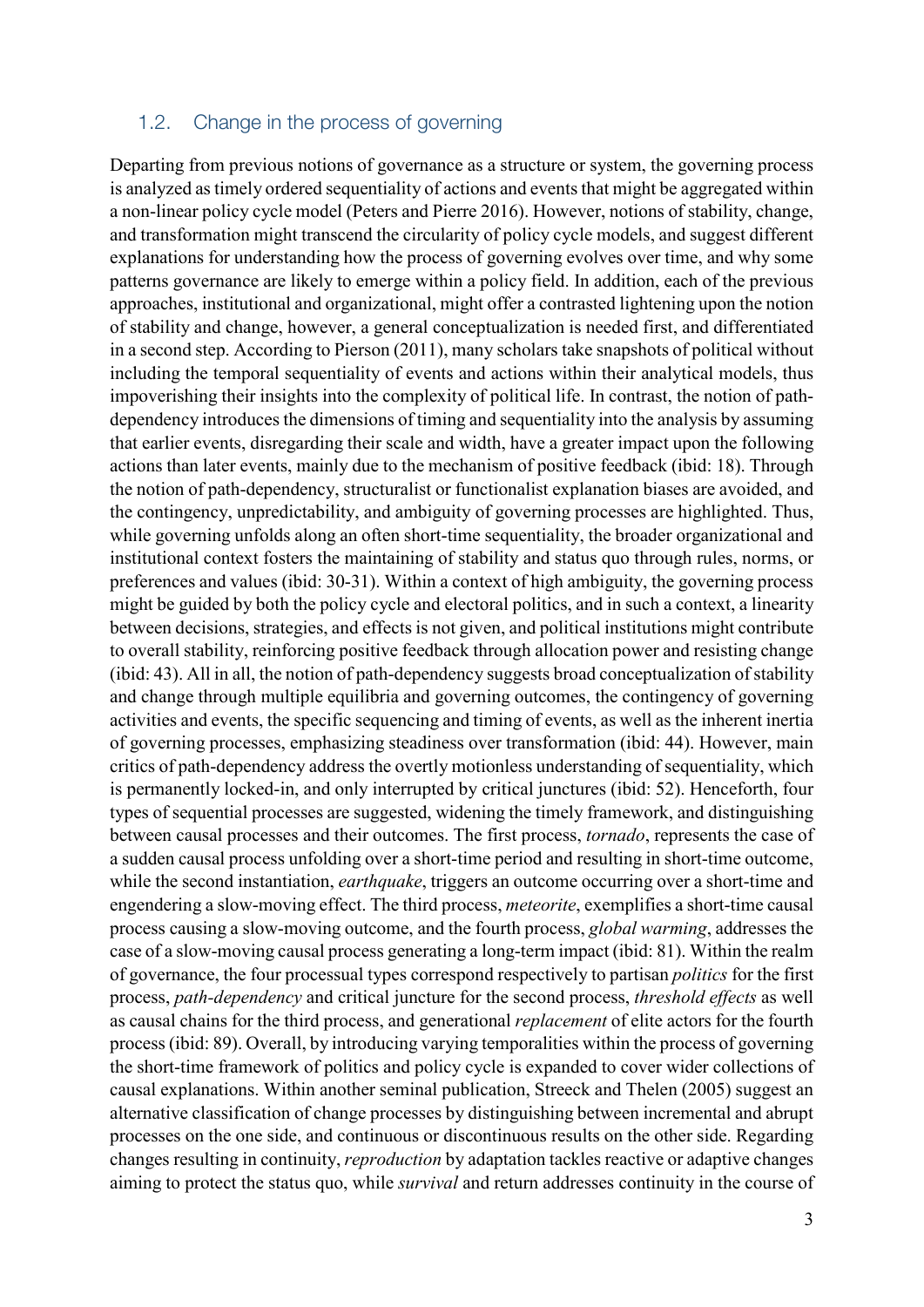## 1.2. Change in the process of governing

Departing from previous notions of governance as a structure or system, the governing process is analyzed as timely ordered sequentiality of actions and events that might be aggregated within a non-linear policy cycle model (Peters and Pierre 2016). However, notions of stability, change, and transformation might transcend the circularity of policy cycle models, and suggest different explanations for understanding how the process of governing evolves over time, and why some patterns governance are likely to emerge within a policy field. In addition, each of the previous approaches, institutional and organizational, might offer a contrasted lightening upon the notion of stability and change, however, a general conceptualization is needed first, and differentiated in a second step. According to Pierson (2011), many scholars take snapshots of political without including the temporal sequentiality of events and actions within their analytical models, thus impoverishing their insights into the complexity of political life. In contrast, the notion of path-dependency introduces the dimensions of timing and sequentiality into the analysis by assuming that earlier events, disregarding their scale and width, have a greater impact upon the following actions than later events, mainly due to the mechanism of positive feedback (ibid: 18). Through the notion of path-dependency, structuralist or functionalist explanation biases are avoided, and the contingency, unpredictability, and ambiguity of governing processes are highlighted. Thus, while governing unfolds along an often short-time sequentiality, the broader organizational and institutional context fosters the maintaining of stability and status quo through rules, norms, or preferences and values (ibid: 30-31). Within a context of high ambiguity, the governing process might be guided by both the policy cycle and electoral politics, and in such a context, a linearity between decisions, strategies, and effects is not given, and political institutions might contribute to overall stability, reinforcing positive feedback through allocation power and resisting change (ibid: 43). All in all, the notion of path-dependency suggests broad conceptualization of stability and change through multiple equilibria and governing outcomes, the contingency of governing activities and events, the specific sequencing and timing of events, as well as the inherent inertia of governing processes, emphasizing steadiness over transformation (ibid: 44). However, main critics of path-dependency address the overtly motionless understanding of sequentiality, which is permanently locked-in, and only interrupted by critical junctures (ibid: 52). Henceforth, four types of sequential processes are suggested, widening the timely framework, and distinguishing between causal processes and their outcomes. The first process, *tornado*, represents the case of a sudden causal process unfolding over a short-time period and resulting in short-time outcome, while the second instantiation, *earthquake*, triggers an outcome occurring over a short-time and engendering a slow-moving effect. The third process, *meteorite*, exemplifies a short-time causal process causing a slow-moving outcome, and the fourth process, *global warming*, addresses the case of a slow-moving causal process generating a long-term impact (ibid: 81). Within the realm of governance, the four processual types correspond respectively to partisan *politics* for the first process, *path-dependency* and critical juncture for the second process, *threshold effects* as well as causal chains for the third process, and generational *replacement* of elite actors for the fourth process (ibid: 89). Overall, by introducing varying temporalities within the process of governing the short-time framework of politics and policy cycle is expanded to cover wider collections of causal explanations. Within another seminal publication, Streeck and Thelen (2005) suggest an alternative classification of change processes by distinguishing between incremental and abrupt processes on the one side, and continuous or discontinuous results on the other side. Regarding changes resulting in continuity, *reproduction* by adaptation tackles reactive or adaptive changes aiming to protect the status quo, while *survival* and return addresses continuity in the course of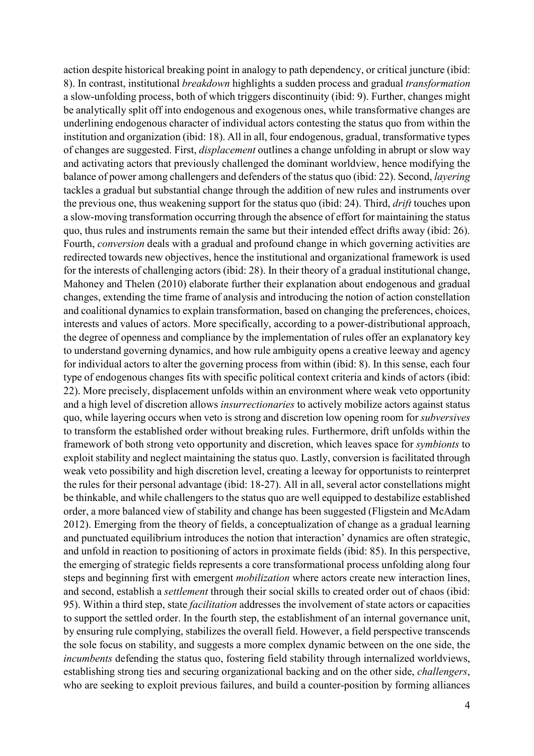action despite historical breaking point in analogy to path dependency, or critical juncture (ibid: 8). In contrast, institutional *breakdown* highlights a sudden process and gradual *transformation* a slow-unfolding process, both of which triggers discontinuity (ibid: 9). Further, changes might be analytically split off into endogenous and exogenous ones, while transformative changes are underlining endogenous character of individual actors contesting the status quo from within the institution and organization (ibid: 18). All in all, four endogenous, gradual, transformative types of changes are suggested. First, *displacement* outlines a change unfolding in abrupt or slow way and activating actors that previously challenged the dominant worldview, hence modifying the balance of power among challengers and defenders of the status quo (ibid: 22). Second, *layering* tackles a gradual but substantial change through the addition of new rules and instruments over the previous one, thus weakening support for the status quo (ibid: 24). Third, *drift* touches upon a slow-moving transformation occurring through the absence of effort for maintaining the status quo, thus rules and instruments remain the same but their intended effect drifts away (ibid: 26). Fourth, *conversion* deals with a gradual and profound change in which governing activities are redirected towards new objectives, hence the institutional and organizational framework is used for the interests of challenging actors (ibid: 28). In their theory of a gradual institutional change, Mahoney and Thelen (2010) elaborate further their explanation about endogenous and gradual changes, extending the time frame of analysis and introducing the notion of action constellation and coalitional dynamics to explain transformation, based on changing the preferences, choices, interests and values of actors. More specifically, according to a power-distributional approach, the degree of openness and compliance by the implementation of rules offer an explanatory key to understand governing dynamics, and how rule ambiguity opens a creative leeway and agency for individual actors to alter the governing process from within (ibid: 8). In this sense, each four type of endogenous changes fits with specific political context criteria and kinds of actors (ibid: 22). More precisely, displacement unfolds within an environment where weak veto opportunity and a high level of discretion allows *insurrectionaries* to actively mobilize actors against status quo, while layering occurs when veto is strong and discretion low opening room for *subversives* to transform the established order without breaking rules. Furthermore, drift unfolds within the framework of both strong veto opportunity and discretion, which leaves space for *symbionts* to exploit stability and neglect maintaining the status quo. Lastly, conversion is facilitated through weak veto possibility and high discretion level, creating a leeway for opportunists to reinterpret the rules for their personal advantage (ibid: 18-27). All in all, several actor constellations might be thinkable, and while challengers to the status quo are well equipped to destabilize established order, a more balanced view of stability and change has been suggested (Fligstein and McAdam 2012). Emerging from the theory of fields, a conceptualization of change as a gradual learning and punctuated equilibrium introduces the notion that interaction' dynamics are often strategic, and unfold in reaction to positioning of actors in proximate fields (ibid: 85). In this perspective, the emerging of strategic fields represents a core transformational process unfolding along four steps and beginning first with emergent *mobilization* where actors create new interaction lines, and second, establish a *settlement* through their social skills to created order out of chaos (ibid: 95). Within a third step, state *facilitation* addresses the involvement of state actors or capacities to support the settled order. In the fourth step, the establishment of an internal governance unit, by ensuring rule complying, stabilizes the overall field. However, a field perspective transcends the sole focus on stability, and suggests a more complex dynamic between on the one side, the *incumbents* defending the status quo, fostering field stability through internalized worldviews, establishing strong ties and securing organizational backing and on the other side, *challengers*, who are seeking to exploit previous failures, and build a counter-position by forming alliances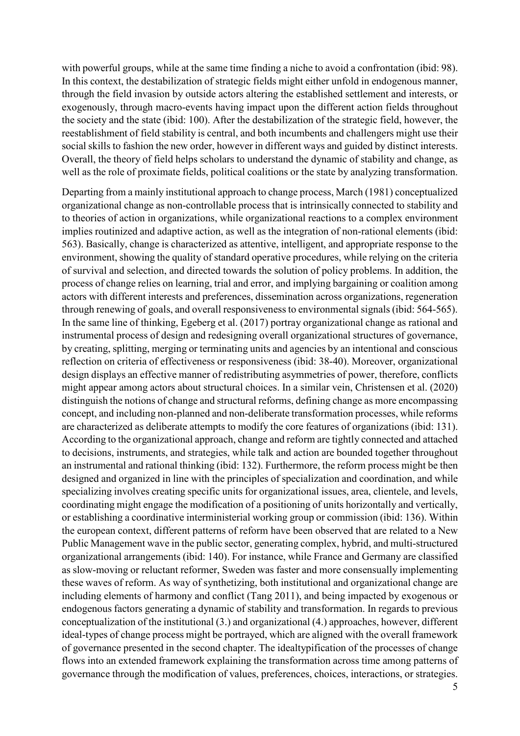with powerful groups, while at the same time finding a niche to avoid a confrontation (ibid: 98). In this context, the destabilization of strategic fields might either unfold in endogenous manner, through the field invasion by outside actors altering the established settlement and interests, or exogenously, through macro-events having impact upon the different action fields throughout the society and the state (ibid: 100). After the destabilization of the strategic field, however, the reestablishment of field stability is central, and both incumbents and challengers might use their social skills to fashion the new order, however in different ways and guided by distinct interests. Overall, the theory of field helps scholars to understand the dynamic of stability and change, as well as the role of proximate fields, political coalitions or the state by analyzing transformation.

Departing from a mainly institutional approach to change process, March (1981) conceptualized organizational change as non-controllable process that is intrinsically connected to stability and to theories of action in organizations, while organizational reactions to a complex environment implies routinized and adaptive action, as well as the integration of non-rational elements (ibid: 563). Basically, change is characterized as attentive, intelligent, and appropriate response to the environment, showing the quality of standard operative procedures, while relying on the criteria of survival and selection, and directed towards the solution of policy problems. In addition, the process of change relies on learning, trial and error, and implying bargaining or coalition among actors with different interests and preferences, dissemination across organizations, regeneration through renewing of goals, and overall responsiveness to environmental signals (ibid: 564-565). In the same line of thinking, Egeberg et al. (2017) portray organizational change as rational and instrumental process of design and redesigning overall organizational structures of governance, by creating, splitting, merging or terminating units and agencies by an intentional and conscious reflection on criteria of effectiveness or responsiveness (ibid: 38-40). Moreover, organizational design displays an effective manner of redistributing asymmetries of power, therefore, conflicts might appear among actors about structural choices. In a similar vein, Christensen et al. (2020) distinguish the notions of change and structural reforms, defining change as more encompassing concept, and including non-planned and non-deliberate transformation processes, while reforms are characterized as deliberate attempts to modify the core features of organizations (ibid: 131). According to the organizational approach, change and reform are tightly connected and attached to decisions, instruments, and strategies, while talk and action are bounded together throughout an instrumental and rational thinking (ibid: 132). Furthermore, the reform process might be then designed and organized in line with the principles of specialization and coordination, and while specializing involves creating specific units for organizational issues, area, clientele, and levels, coordinating might engage the modification of a positioning of units horizontally and vertically, or establishing a coordinative interministerial working group or commission (ibid: 136). Within the european context, different patterns of reform have been observed that are related to a New Public Management wave in the public sector, generating complex, hybrid, and multi-structured organizational arrangements (ibid: 140). For instance, while France and Germany are classified as slow-moving or reluctant reformer, Sweden was faster and more consensually implementing these waves of reform. As way of synthetizing, both institutional and organizational change are including elements of harmony and conflict (Tang 2011), and being impacted by exogenous or endogenous factors generating a dynamic of stability and transformation. In regards to previous conceptualization of the institutional (3.) and organizational (4.) approaches, however, different ideal-types of change process might be portrayed, which are aligned with the overall framework of governance presented in the second chapter. The idealtypification of the processes of change flows into an extended framework explaining the transformation across time among patterns of governance through the modification of values, preferences, choices, interactions, or strategies.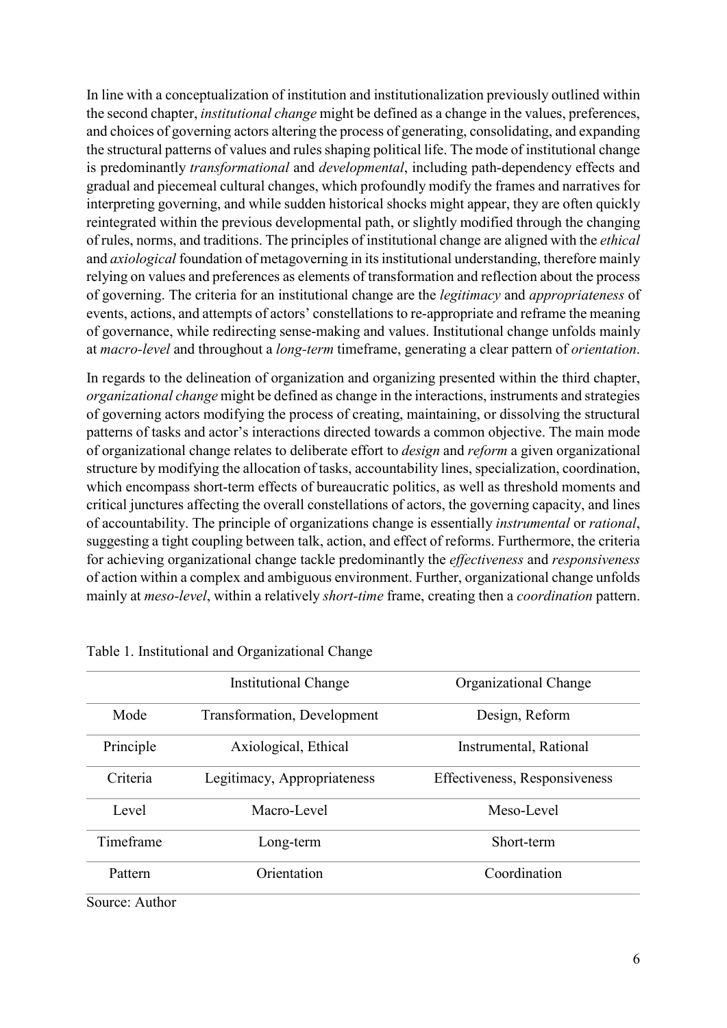In line with a conceptualization of institution and institutionalization previously outlined within the second chapter, *institutional change* might be defined as a change in the values, preferences, and choices of governing actors altering the process of generating, consolidating, and expanding the structural patterns of values and rules shaping political life. The mode of institutional change is predominantly *transformational* and *developmental*, including path-dependency effects and gradual and piecemeal cultural changes, which profoundly modify the frames and narratives for interpreting governing, and while sudden historical shocks might appear, they are often quickly reintegrated within the previous developmental path, or slightly modified through the changing of rules, norms, and traditions. The principles of institutional change are aligned with the *ethical* and *axiological* foundation of metagoverning in its institutional understanding, therefore mainly relying on values and preferences as elements of transformation and reflection about the process of governing. The criteria for an institutional change are the *legitimacy* and *appropriateness* of events, actions, and attempts of actors' constellations to re-appropriate and reframe the meaning of governance, while redirecting sense-making and values. Institutional change unfolds mainly at *macro-level* and throughout a *long-term* timeframe, generating a clear pattern of *orientation*.

In regards to the delineation of organization and organizing presented within the third chapter, *organizational change* might be defined as change in the interactions, instruments and strategies of governing actors modifying the process of creating, maintaining, or dissolving the structural patterns of tasks and actor's interactions directed towards a common objective. The main mode of organizational change relates to deliberate effort to *design* and *reform* a given organizational structure by modifying the allocation of tasks, accountability lines, specialization, coordination, which encompass short-term effects of bureaucratic politics, as well as threshold moments and critical junctures affecting the overall constellations of actors, the governing capacity, and lines of accountability. The principle of organizations change is essentially *instrumental* or *rational*, suggesting a tight coupling between talk, action, and effect of reforms. Furthermore, the criteria for achieving organizational change tackle predominantly the *effectiveness* and *responsiveness* of action within a complex and ambiguous environment. Further, organizational change unfolds mainly at *meso-level*, within a relatively *short-time* frame, creating then a *coordination* pattern.

Table 1. Institutional and Organizational Change

| | Institutional Change | Organizational Change |
|---|---|---|
| Mode | Transformation, Development | Design, Reform |
| Principle | Axiological, Ethical | Instrumental, Rational |
| Criteria | Legitimacy, Appropriateness | Effectiveness, Responsiveness |
| Level | Macro-Level | Meso-Level |
| Timeframe | Long-term | Short-term |
| Pattern | Orientation | Coordination |

Source: Author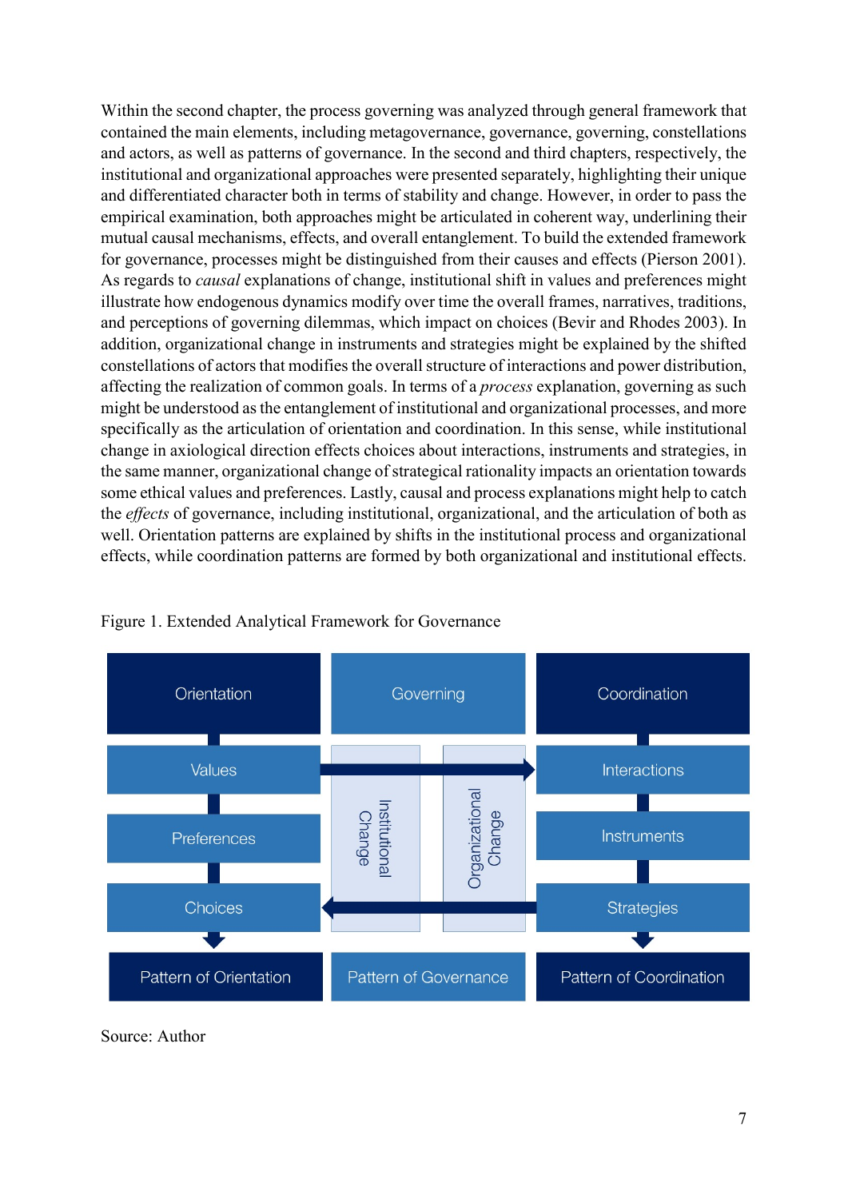Within the second chapter, the process governing was analyzed through general framework that contained the main elements, including metagovernance, governance, governing, constellations and actors, as well as patterns of governance. In the second and third chapters, respectively, the institutional and organizational approaches were presented separately, highlighting their unique and differentiated character both in terms of stability and change. However, in order to pass the empirical examination, both approaches might be articulated in coherent way, underlining their mutual causal mechanisms, effects, and overall entanglement. To build the extended framework for governance, processes might be distinguished from their causes and effects (Pierson 2001). As regards to *causal* explanations of change, institutional shift in values and preferences might illustrate how endogenous dynamics modify over time the overall frames, narratives, traditions, and perceptions of governing dilemmas, which impact on choices (Bevir and Rhodes 2003). In addition, organizational change in instruments and strategies might be explained by the shifted constellations of actors that modifies the overall structure of interactions and power distribution, affecting the realization of common goals. In terms of a *process* explanation, governing as such might be understood as the entanglement of institutional and organizational processes, and more specifically as the articulation of orientation and coordination. In this sense, while institutional change in axiological direction effects choices about interactions, instruments and strategies, in the same manner, organizational change of strategical rationality impacts an orientation towards some ethical values and preferences. Lastly, causal and process explanations might help to catch the *effects* of governance, including institutional, organizational, and the articulation of both as well. Orientation patterns are explained by shifts in the institutional process and organizational effects, while coordination patterns are formed by both organizational and institutional effects.

Figure 1. Extended Analytical Framework for Governance

| Orientation | Governing | | Coordination |
|---|---|---|---|
| Values | Institutional Change | Organizational Change | Interactions |
| Preferences | | | Instruments |
| Choices | | | Strategies |
| Pattern of Orientation | Pattern of Governance | | Pattern of Coordination |

Source: Author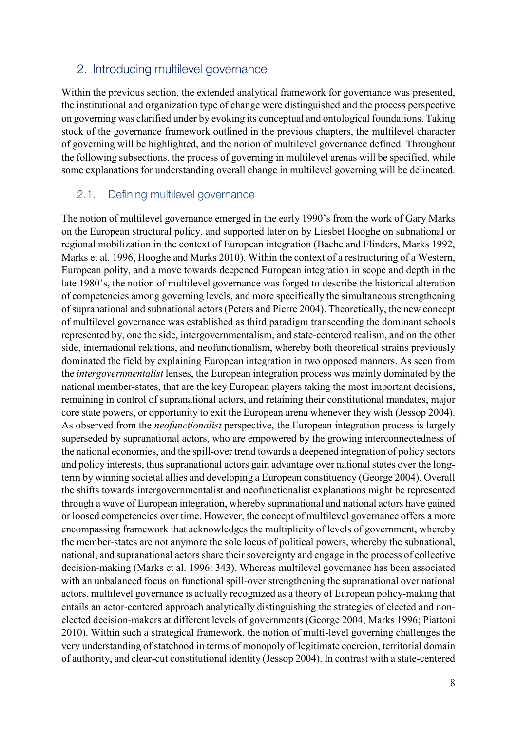## 2. Introducing multilevel governance

Within the previous section, the extended analytical framework for governance was presented, the institutional and organization type of change were distinguished and the process perspective on governing was clarified under by evoking its conceptual and ontological foundations. Taking stock of the governance framework outlined in the previous chapters, the multilevel character of governing will be highlighted, and the notion of multilevel governance defined. Throughout the following subsections, the process of governing in multilevel arenas will be specified, while some explanations for understanding overall change in multilevel governing will be delineated.

### 2.1. Defining multilevel governance

The notion of multilevel governance emerged in the early 1990's from the work of Gary Marks on the European structural policy, and supported later on by Liesbet Hooghe on subnational or regional mobilization in the context of European integration (Bache and Flinders, Marks 1992, Marks et al. 1996, Hooghe and Marks 2010). Within the context of a restructuring of a Western, European polity, and a move towards deepened European integration in scope and depth in the late 1980's, the notion of multilevel governance was forged to describe the historical alteration of competencies among governing levels, and more specifically the simultaneous strengthening of supranational and subnational actors (Peters and Pierre 2004). Theoretically, the new concept of multilevel governance was established as third paradigm transcending the dominant schools represented by, one the side, intergovernmentalism, and state-centered realism, and on the other side, international relations, and neofunctionalism, whereby both theoretical strains previously dominated the field by explaining European integration in two opposed manners. As seen from the *intergovernmentalist* lenses, the European integration process was mainly dominated by the national member-states, that are the key European players taking the most important decisions, remaining in control of supranational actors, and retaining their constitutional mandates, major core state powers, or opportunity to exit the European arena whenever they wish (Jessop 2004). As observed from the *neofunctionalist* perspective, the European integration process is largely superseded by supranational actors, who are empowered by the growing interconnectedness of the national economies, and the spill-over trend towards a deepened integration of policy sectors and policy interests, thus supranational actors gain advantage over national states over the long-term by winning societal allies and developing a European constituency (George 2004). Overall the shifts towards intergovernmentalist and neofunctionalist explanations might be represented through a wave of European integration, whereby supranational and national actors have gained or loosed competencies over time. However, the concept of multilevel governance offers a more encompassing framework that acknowledges the multiplicity of levels of government, whereby the member-states are not anymore the sole locus of political powers, whereby the subnational, national, and supranational actors share their sovereignty and engage in the process of collective decision-making (Marks et al. 1996: 343). Whereas multilevel governance has been associated with an unbalanced focus on functional spill-over strengthening the supranational over national actors, multilevel governance is actually recognized as a theory of European policy-making that entails an actor-centered approach analytically distinguishing the strategies of elected and non-elected decision-makers at different levels of governments (George 2004; Marks 1996; Piattoni 2010). Within such a strategical framework, the notion of multi-level governing challenges the very understanding of statehood in terms of monopoly of legitimate coercion, territorial domain of authority, and clear-cut constitutional identity (Jessop 2004). In contrast with a state-centered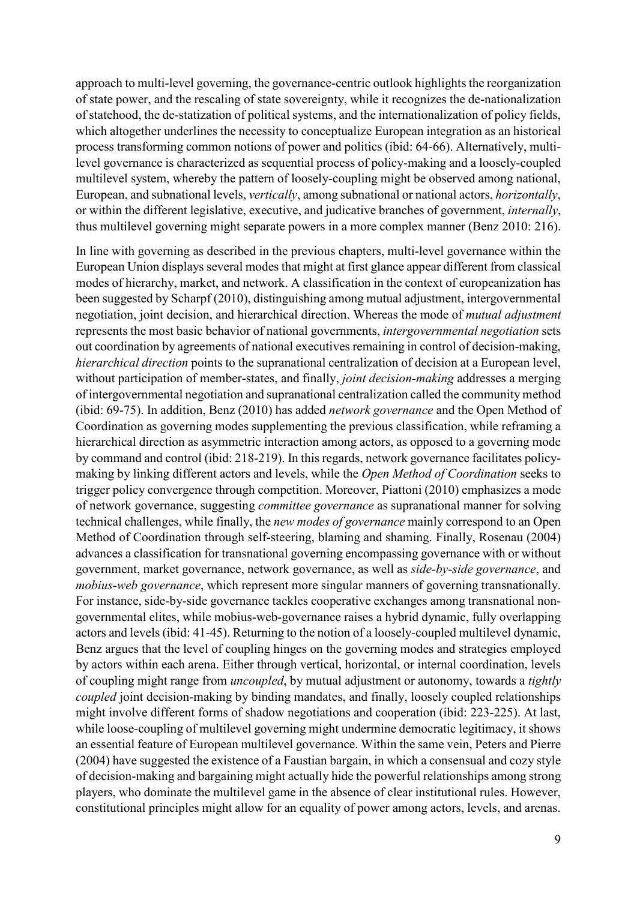approach to multi-level governing, the governance-centric outlook highlights the reorganization of state power, and the rescaling of state sovereignty, while it recognizes the de-nationalization of statehood, the de-statization of political systems, and the internationalization of policy fields, which altogether underlines the necessity to conceptualize European integration as an historical process transforming common notions of power and politics (ibid: 64-66). Alternatively, multi-level governance is characterized as sequential process of policy-making and a loosely-coupled multilevel system, whereby the pattern of loosely-coupling might be observed among national, European, and subnational levels, *vertically*, among subnational or national actors, *horizontally*, or within the different legislative, executive, and judicative branches of government, *internally*, thus multilevel governing might separate powers in a more complex manner (Benz 2010: 216).

In line with governing as described in the previous chapters, multi-level governance within the European Union displays several modes that might at first glance appear different from classical modes of hierarchy, market, and network. A classification in the context of europeanization has been suggested by Scharpf (2010), distinguishing among mutual adjustment, intergovernmental negotiation, joint decision, and hierarchical direction. Whereas the mode of *mutual adjustment* represents the most basic behavior of national governments, *intergovernmental negotiation* sets out coordination by agreements of national executives remaining in control of decision-making, *hierarchical direction* points to the supranational centralization of decision at a European level, without participation of member-states, and finally, *joint decision-making* addresses a merging of intergovernmental negotiation and supranational centralization called the community method (ibid: 69-75). In addition, Benz (2010) has added *network governance* and the Open Method of Coordination as governing modes supplementing the previous classification, while reframing a hierarchical direction as asymmetric interaction among actors, as opposed to a governing mode by command and control (ibid: 218-219). In this regards, network governance facilitates policy-making by linking different actors and levels, while the *Open Method of Coordination* seeks to trigger policy convergence through competition. Moreover, Piattoni (2010) emphasizes a mode of network governance, suggesting *committee governance* as supranational manner for solving technical challenges, while finally, the *new modes of governance* mainly correspond to an Open Method of Coordination through self-steering, blaming and shaming. Finally, Rosenau (2004) advances a classification for transnational governing encompassing governance with or without government, market governance, network governance, as well as *side-by-side governance*, and *mobius-web governance*, which represent more singular manners of governing transnationally. For instance, side-by-side governance tackles cooperative exchanges among transnational non-governmental elites, while mobius-web-governance raises a hybrid dynamic, fully overlapping actors and levels (ibid: 41-45). Returning to the notion of a loosely-coupled multilevel dynamic, Benz argues that the level of coupling hinges on the governing modes and strategies employed by actors within each arena. Either through vertical, horizontal, or internal coordination, levels of coupling might range from *uncoupled*, by mutual adjustment or autonomy, towards a *tightly coupled* joint decision-making by binding mandates, and finally, loosely coupled relationships might involve different forms of shadow negotiations and cooperation (ibid: 223-225). At last, while loose-coupling of multilevel governing might undermine democratic legitimacy, it shows an essential feature of European multilevel governance. Within the same vein, Peters and Pierre (2004) have suggested the existence of a Faustian bargain, in which a consensual and cozy style of decision-making and bargaining might actually hide the powerful relationships among strong players, who dominate the multilevel game in the absence of clear institutional rules. However, constitutional principles might allow for an equality of power among actors, levels, and arenas.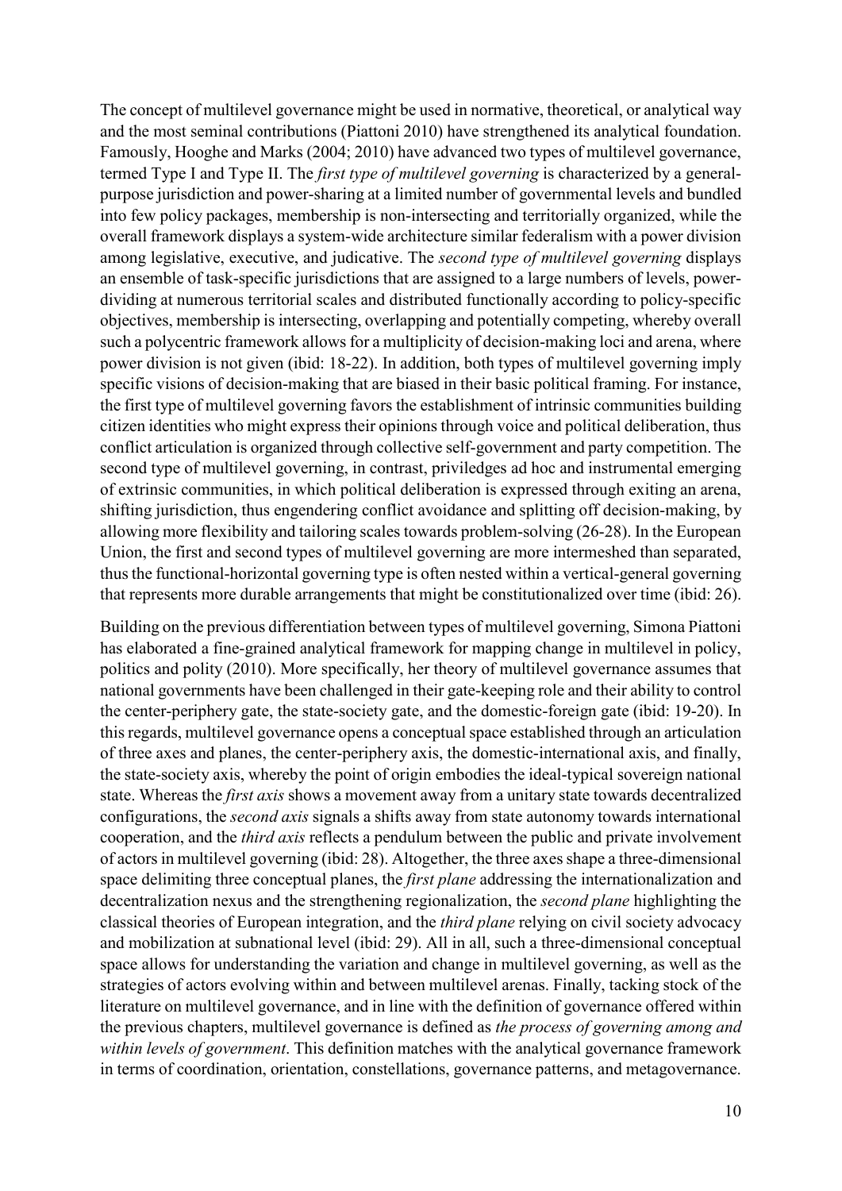The concept of multilevel governance might be used in normative, theoretical, or analytical way and the most seminal contributions (Piattoni 2010) have strengthened its analytical foundation. Famously, Hooghe and Marks (2004; 2010) have advanced two types of multilevel governance, termed Type I and Type II. The *first type of multilevel governing* is characterized by a general-purpose jurisdiction and power-sharing at a limited number of governmental levels and bundled into few policy packages, membership is non-intersecting and territorially organized, while the overall framework displays a system-wide architecture similar federalism with a power division among legislative, executive, and judicative. The *second type of multilevel governing* displays an ensemble of task-specific jurisdictions that are assigned to a large numbers of levels, power-dividing at numerous territorial scales and distributed functionally according to policy-specific objectives, membership is intersecting, overlapping and potentially competing, whereby overall such a polycentric framework allows for a multiplicity of decision-making loci and arena, where power division is not given (ibid: 18-22). In addition, both types of multilevel governing imply specific visions of decision-making that are biased in their basic political framing. For instance, the first type of multilevel governing favors the establishment of intrinsic communities building citizen identities who might express their opinions through voice and political deliberation, thus conflict articulation is organized through collective self-government and party competition. The second type of multilevel governing, in contrast, priviledges ad hoc and instrumental emerging of extrinsic communities, in which political deliberation is expressed through exiting an arena, shifting jurisdiction, thus engendering conflict avoidance and splitting off decision-making, by allowing more flexibility and tailoring scales towards problem-solving (26-28). In the European Union, the first and second types of multilevel governing are more intermeshed than separated, thus the functional-horizontal governing type is often nested within a vertical-general governing that represents more durable arrangements that might be constitutionalized over time (ibid: 26).

Building on the previous differentiation between types of multilevel governing, Simona Piattoni has elaborated a fine-grained analytical framework for mapping change in multilevel in policy, politics and polity (2010). More specifically, her theory of multilevel governance assumes that national governments have been challenged in their gate-keeping role and their ability to control the center-periphery gate, the state-society gate, and the domestic-foreign gate (ibid: 19-20). In this regards, multilevel governance opens a conceptual space established through an articulation of three axes and planes, the center-periphery axis, the domestic-international axis, and finally, the state-society axis, whereby the point of origin embodies the ideal-typical sovereign national state. Whereas the *first axis* shows a movement away from a unitary state towards decentralized configurations, the *second axis* signals a shifts away from state autonomy towards international cooperation, and the *third axis* reflects a pendulum between the public and private involvement of actors in multilevel governing (ibid: 28). Altogether, the three axes shape a three-dimensional space delimiting three conceptual planes, the *first plane* addressing the internationalization and decentralization nexus and the strengthening regionalization, the *second plane* highlighting the classical theories of European integration, and the *third plane* relying on civil society advocacy and mobilization at subnational level (ibid: 29). All in all, such a three-dimensional conceptual space allows for understanding the variation and change in multilevel governing, as well as the strategies of actors evolving within and between multilevel arenas. Finally, tacking stock of the literature on multilevel governance, and in line with the definition of governance offered within the previous chapters, multilevel governance is defined as *the process of governing among and within levels of government*. This definition matches with the analytical governance framework in terms of coordination, orientation, constellations, governance patterns, and metagovernance.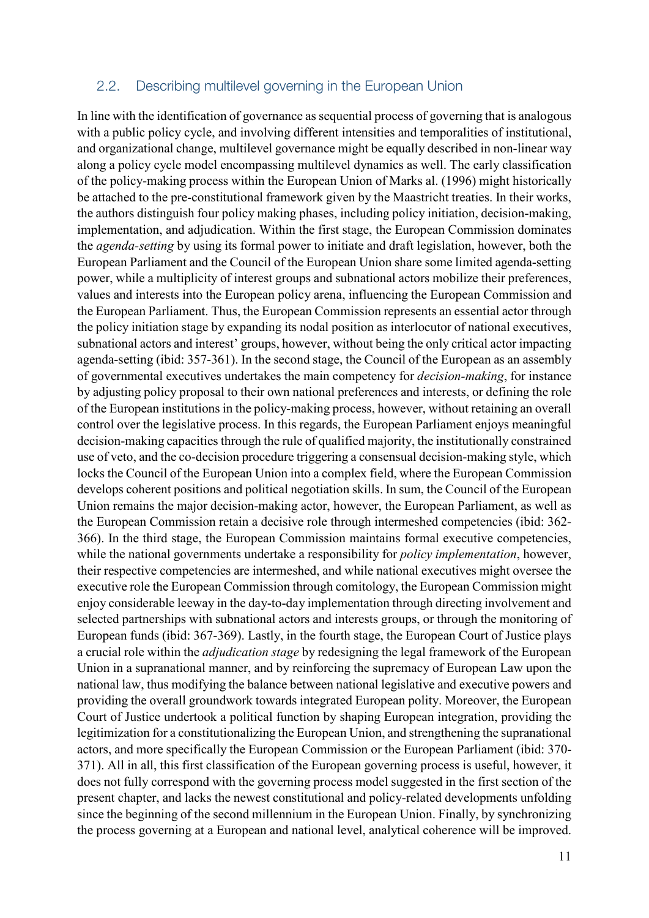## 2.2. Describing multilevel governing in the European Union

In line with the identification of governance as sequential process of governing that is analogous with a public policy cycle, and involving different intensities and temporalities of institutional, and organizational change, multilevel governance might be equally described in non-linear way along a policy cycle model encompassing multilevel dynamics as well. The early classification of the policy-making process within the European Union of Marks al. (1996) might historically be attached to the pre-constitutional framework given by the Maastricht treaties. In their works, the authors distinguish four policy making phases, including policy initiation, decision-making, implementation, and adjudication. Within the first stage, the European Commission dominates the *agenda-setting* by using its formal power to initiate and draft legislation, however, both the European Parliament and the Council of the European Union share some limited agenda-setting power, while a multiplicity of interest groups and subnational actors mobilize their preferences, values and interests into the European policy arena, influencing the European Commission and the European Parliament. Thus, the European Commission represents an essential actor through the policy initiation stage by expanding its nodal position as interlocutor of national executives, subnational actors and interest' groups, however, without being the only critical actor impacting agenda-setting (ibid: 357-361). In the second stage, the Council of the European as an assembly of governmental executives undertakes the main competency for *decision-making*, for instance by adjusting policy proposal to their own national preferences and interests, or defining the role of the European institutions in the policy-making process, however, without retaining an overall control over the legislative process. In this regards, the European Parliament enjoys meaningful decision-making capacities through the rule of qualified majority, the institutionally constrained use of veto, and the co-decision procedure triggering a consensual decision-making style, which locks the Council of the European Union into a complex field, where the European Commission develops coherent positions and political negotiation skills. In sum, the Council of the European Union remains the major decision-making actor, however, the European Parliament, as well as the European Commission retain a decisive role through intermeshed competencies (ibid: 362-366). In the third stage, the European Commission maintains formal executive competencies, while the national governments undertake a responsibility for *policy implementation*, however, their respective competencies are intermeshed, and while national executives might oversee the executive role the European Commission through comitology, the European Commission might enjoy considerable leeway in the day-to-day implementation through directing involvement and selected partnerships with subnational actors and interests groups, or through the monitoring of European funds (ibid: 367-369). Lastly, in the fourth stage, the European Court of Justice plays a crucial role within the *adjudication stage* by redesigning the legal framework of the European Union in a supranational manner, and by reinforcing the supremacy of European Law upon the national law, thus modifying the balance between national legislative and executive powers and providing the overall groundwork towards integrated European polity. Moreover, the European Court of Justice undertook a political function by shaping European integration, providing the legitimization for a constitutionalizing the European Union, and strengthening the supranational actors, and more specifically the European Commission or the European Parliament (ibid: 370-371). All in all, this first classification of the European governing process is useful, however, it does not fully correspond with the governing process model suggested in the first section of the present chapter, and lacks the newest constitutional and policy-related developments unfolding since the beginning of the second millennium in the European Union. Finally, by synchronizing the process governing at a European and national level, analytical coherence will be improved.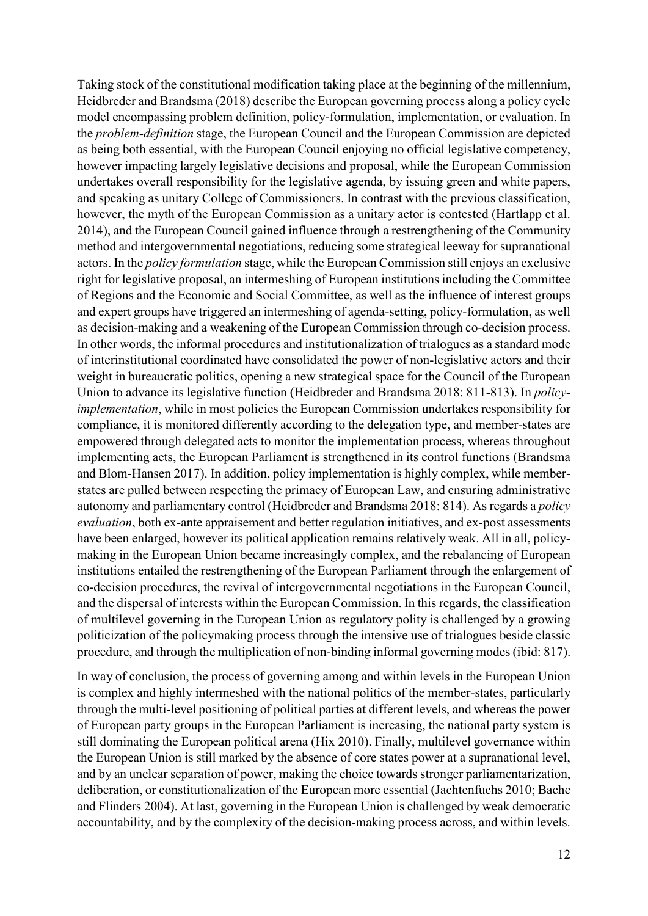Taking stock of the constitutional modification taking place at the beginning of the millennium, Heidbreder and Brandsma (2018) describe the European governing process along a policy cycle model encompassing problem definition, policy-formulation, implementation, or evaluation. In the *problem-definition* stage, the European Council and the European Commission are depicted as being both essential, with the European Council enjoying no official legislative competency, however impacting largely legislative decisions and proposal, while the European Commission undertakes overall responsibility for the legislative agenda, by issuing green and white papers, and speaking as unitary College of Commissioners. In contrast with the previous classification, however, the myth of the European Commission as a unitary actor is contested (Hartlapp et al. 2014), and the European Council gained influence through a restrengthening of the Community method and intergovernmental negotiations, reducing some strategical leeway for supranational actors. In the *policy formulation* stage, while the European Commission still enjoys an exclusive right for legislative proposal, an intermeshing of European institutions including the Committee of Regions and the Economic and Social Committee, as well as the influence of interest groups and expert groups have triggered an intermeshing of agenda-setting, policy-formulation, as well as decision-making and a weakening of the European Commission through co-decision process. In other words, the informal procedures and institutionalization of trialogues as a standard mode of interinstitutional coordinated have consolidated the power of non-legislative actors and their weight in bureaucratic politics, opening a new strategical space for the Council of the European Union to advance its legislative function (Heidbreder and Brandsma 2018: 811-813). In *policy-implementation*, while in most policies the European Commission undertakes responsibility for compliance, it is monitored differently according to the delegation type, and member-states are empowered through delegated acts to monitor the implementation process, whereas throughout implementing acts, the European Parliament is strengthened in its control functions (Brandsma and Blom-Hansen 2017). In addition, policy implementation is highly complex, while member-states are pulled between respecting the primacy of European Law, and ensuring administrative autonomy and parliamentary control (Heidbreder and Brandsma 2018: 814). As regards a *policy evaluation*, both ex-ante appraisement and better regulation initiatives, and ex-post assessments have been enlarged, however its political application remains relatively weak. All in all, policy-making in the European Union became increasingly complex, and the rebalancing of European institutions entailed the restrengthening of the European Parliament through the enlargement of co-decision procedures, the revival of intergovernmental negotiations in the European Council, and the dispersal of interests within the European Commission. In this regards, the classification of multilevel governing in the European Union as regulatory polity is challenged by a growing politicization of the policymaking process through the intensive use of trialogues beside classic procedure, and through the multiplication of non-binding informal governing modes (ibid: 817).

In way of conclusion, the process of governing among and within levels in the European Union is complex and highly intermeshed with the national politics of the member-states, particularly through the multi-level positioning of political parties at different levels, and whereas the power of European party groups in the European Parliament is increasing, the national party system is still dominating the European political arena (Hix 2010). Finally, multilevel governance within the European Union is still marked by the absence of core states power at a supranational level, and by an unclear separation of power, making the choice towards stronger parliamentarization, deliberation, or constitutionalization of the European more essential (Jachtenfuchs 2010; Bache and Flinders 2004). At last, governing in the European Union is challenged by weak democratic accountability, and by the complexity of the decision-making process across, and within levels.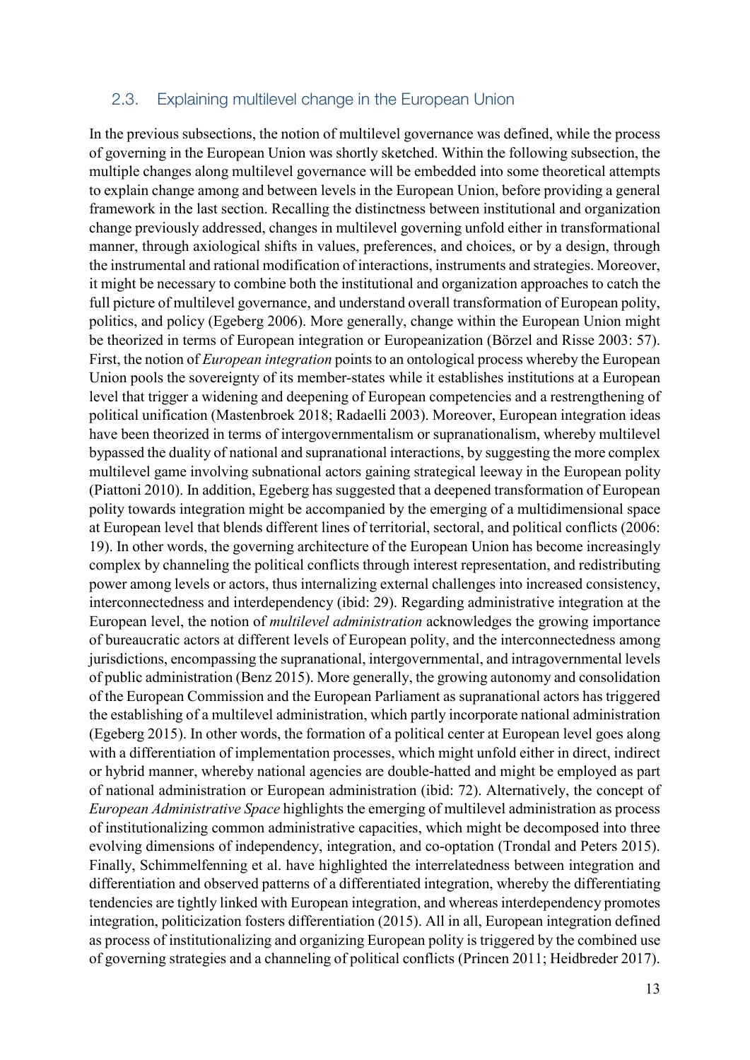## 2.3. Explaining multilevel change in the European Union

In the previous subsections, the notion of multilevel governance was defined, while the process of governing in the European Union was shortly sketched. Within the following subsection, the multiple changes along multilevel governance will be embedded into some theoretical attempts to explain change among and between levels in the European Union, before providing a general framework in the last section. Recalling the distinctness between institutional and organization change previously addressed, changes in multilevel governing unfold either in transformational manner, through axiological shifts in values, preferences, and choices, or by a design, through the instrumental and rational modification of interactions, instruments and strategies. Moreover, it might be necessary to combine both the institutional and organization approaches to catch the full picture of multilevel governance, and understand overall transformation of European polity, politics, and policy (Egeberg 2006). More generally, change within the European Union might be theorized in terms of European integration or Europeanization (Börzel and Risse 2003: 57). First, the notion of *European integration* points to an ontological process whereby the European Union pools the sovereignty of its member-states while it establishes institutions at a European level that trigger a widening and deepening of European competencies and a restrengthening of political unification (Mastenbroek 2018; Radaelli 2003). Moreover, European integration ideas have been theorized in terms of intergovernmentalism or supranationalism, whereby multilevel bypassed the duality of national and supranational interactions, by suggesting the more complex multilevel game involving subnational actors gaining strategical leeway in the European polity (Piattoni 2010). In addition, Egeberg has suggested that a deepened transformation of European polity towards integration might be accompanied by the emerging of a multidimensional space at European level that blends different lines of territorial, sectoral, and political conflicts (2006: 19). In other words, the governing architecture of the European Union has become increasingly complex by channeling the political conflicts through interest representation, and redistributing power among levels or actors, thus internalizing external challenges into increased consistency, interconnectedness and interdependency (ibid: 29). Regarding administrative integration at the European level, the notion of *multilevel administration* acknowledges the growing importance of bureaucratic actors at different levels of European polity, and the interconnectedness among jurisdictions, encompassing the supranational, intergovernmental, and intragovernmental levels of public administration (Benz 2015). More generally, the growing autonomy and consolidation of the European Commission and the European Parliament as supranational actors has triggered the establishing of a multilevel administration, which partly incorporate national administration (Egeberg 2015). In other words, the formation of a political center at European level goes along with a differentiation of implementation processes, which might unfold either in direct, indirect or hybrid manner, whereby national agencies are double-hatted and might be employed as part of national administration or European administration (ibid: 72). Alternatively, the concept of *European Administrative Space* highlights the emerging of multilevel administration as process of institutionalizing common administrative capacities, which might be decomposed into three evolving dimensions of independency, integration, and co-optation (Trondal and Peters 2015). Finally, Schimmelfenning et al. have highlighted the interrelatedness between integration and differentiation and observed patterns of a differentiated integration, whereby the differentiating tendencies are tightly linked with European integration, and whereas interdependency promotes integration, politicization fosters differentiation (2015). All in all, European integration defined as process of institutionalizing and organizing European polity is triggered by the combined use of governing strategies and a channeling of political conflicts (Princen 2011; Heidbreder 2017).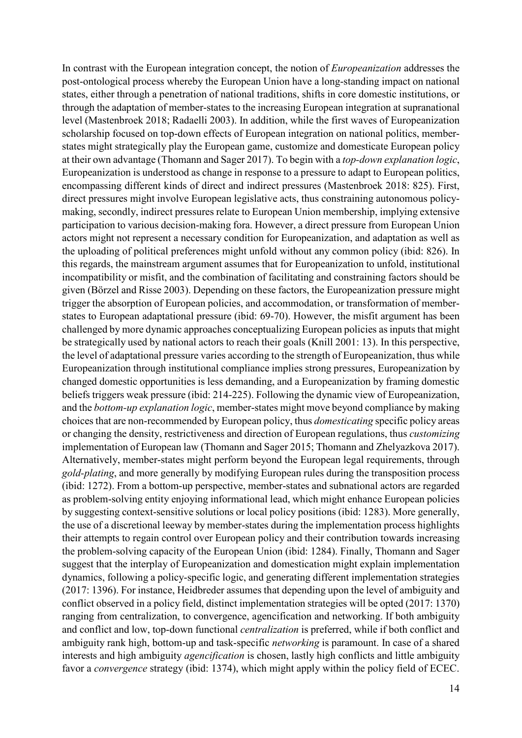In contrast with the European integration concept, the notion of *Europeanization* addresses the post-ontological process whereby the European Union have a long-standing impact on national states, either through a penetration of national traditions, shifts in core domestic institutions, or through the adaptation of member-states to the increasing European integration at supranational level (Mastenbroek 2018; Radaelli 2003). In addition, while the first waves of Europeanization scholarship focused on top-down effects of European integration on national politics, member-states might strategically play the European game, customize and domesticate European policy at their own advantage (Thomann and Sager 2017). To begin with a *top-down explanation logic*, Europeanization is understood as change in response to a pressure to adapt to European politics, encompassing different kinds of direct and indirect pressures (Mastenbroek 2018: 825). First, direct pressures might involve European legislative acts, thus constraining autonomous policy-making, secondly, indirect pressures relate to European Union membership, implying extensive participation to various decision-making fora. However, a direct pressure from European Union actors might not represent a necessary condition for Europeanization, and adaptation as well as the uploading of political preferences might unfold without any common policy (ibid: 826). In this regards, the mainstream argument assumes that for Europeanization to unfold, institutional incompatibility or misfit, and the combination of facilitating and constraining factors should be given (Börzel and Risse 2003). Depending on these factors, the Europeanization pressure might trigger the absorption of European policies, and accommodation, or transformation of member-states to European adaptational pressure (ibid: 69-70). However, the misfit argument has been challenged by more dynamic approaches conceptualizing European policies as inputs that might be strategically used by national actors to reach their goals (Knill 2001: 13). In this perspective, the level of adaptational pressure varies according to the strength of Europeanization, thus while Europeanization through institutional compliance implies strong pressures, Europeanization by changed domestic opportunities is less demanding, and a Europeanization by framing domestic beliefs triggers weak pressure (ibid: 214-225). Following the dynamic view of Europeanization, and the *bottom-up explanation logic*, member-states might move beyond compliance by making choices that are non-recommended by European policy, thus *domesticating* specific policy areas or changing the density, restrictiveness and direction of European regulations, thus *customizing* implementation of European law (Thomann and Sager 2015; Thomann and Zhelyazkova 2017). Alternatively, member-states might perform beyond the European legal requirements, through *gold-plating*, and more generally by modifying European rules during the transposition process (ibid: 1272). From a bottom-up perspective, member-states and subnational actors are regarded as problem-solving entity enjoying informational lead, which might enhance European policies by suggesting context-sensitive solutions or local policy positions (ibid: 1283). More generally, the use of a discretional leeway by member-states during the implementation process highlights their attempts to regain control over European policy and their contribution towards increasing the problem-solving capacity of the European Union (ibid: 1284). Finally, Thomann and Sager suggest that the interplay of Europeanization and domestication might explain implementation dynamics, following a policy-specific logic, and generating different implementation strategies (2017: 1396). For instance, Heidbreder assumes that depending upon the level of ambiguity and conflict observed in a policy field, distinct implementation strategies will be opted (2017: 1370) ranging from centralization, to convergence, agencification and networking. If both ambiguity and conflict and low, top-down functional *centralization* is preferred, while if both conflict and ambiguity rank high, bottom-up and task-specific *networking* is paramount. In case of a shared interests and high ambiguity *agencification* is chosen, lastly high conflicts and little ambiguity favor a *convergence* strategy (ibid: 1374), which might apply within the policy field of ECEC.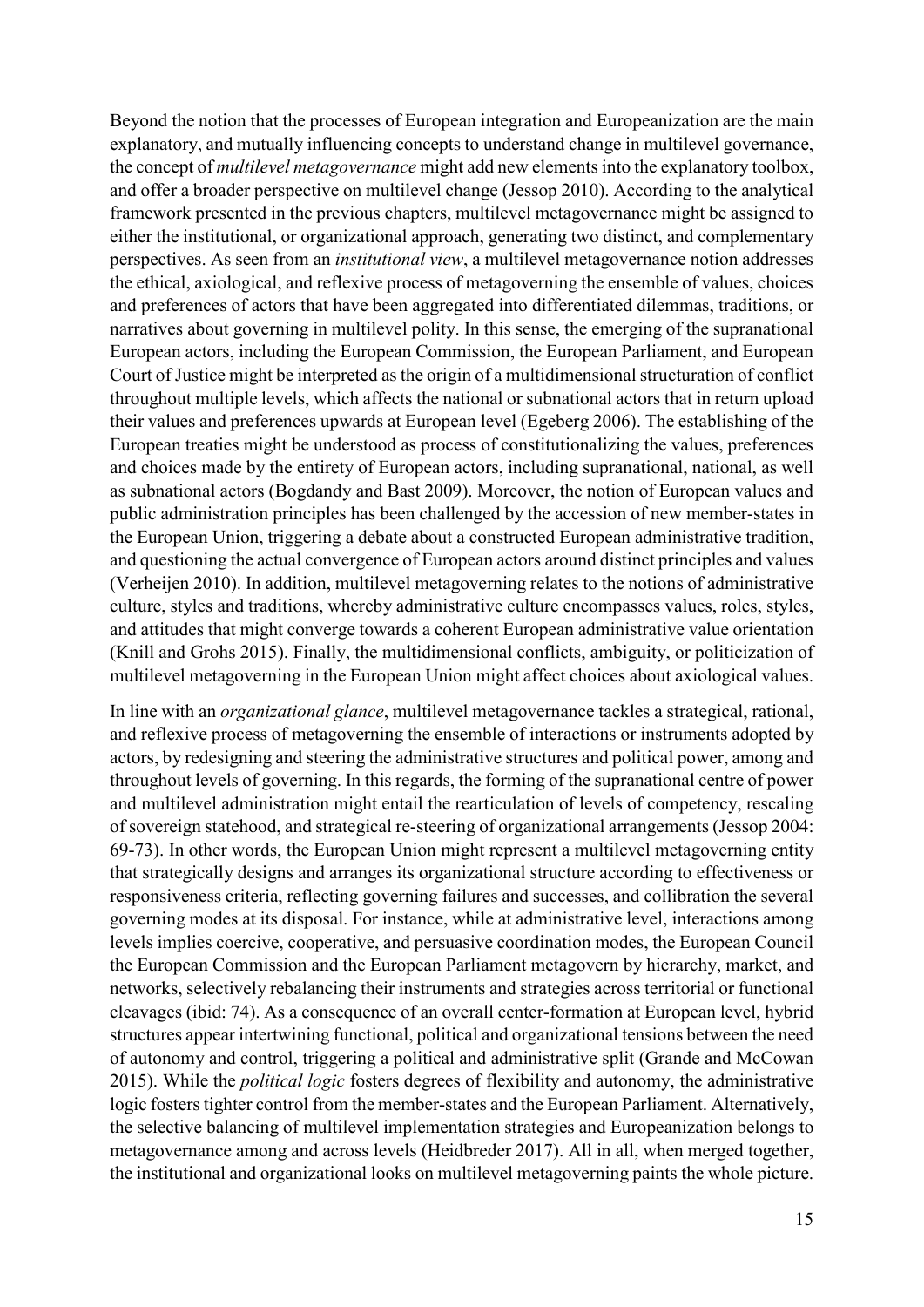Beyond the notion that the processes of European integration and Europeanization are the main explanatory, and mutually influencing concepts to understand change in multilevel governance, the concept of *multilevel metagovernance* might add new elements into the explanatory toolbox, and offer a broader perspective on multilevel change (Jessop 2010). According to the analytical framework presented in the previous chapters, multilevel metagovernance might be assigned to either the institutional, or organizational approach, generating two distinct, and complementary perspectives. As seen from an *institutional view*, a multilevel metagovernance notion addresses the ethical, axiological, and reflexive process of metagoverning the ensemble of values, choices and preferences of actors that have been aggregated into differentiated dilemmas, traditions, or narratives about governing in multilevel polity. In this sense, the emerging of the supranational European actors, including the European Commission, the European Parliament, and European Court of Justice might be interpreted as the origin of a multidimensional structuration of conflict throughout multiple levels, which affects the national or subnational actors that in return upload their values and preferences upwards at European level (Egeberg 2006). The establishing of the European treaties might be understood as process of constitutionalizing the values, preferences and choices made by the entirety of European actors, including supranational, national, as well as subnational actors (Bogdandy and Bast 2009). Moreover, the notion of European values and public administration principles has been challenged by the accession of new member-states in the European Union, triggering a debate about a constructed European administrative tradition, and questioning the actual convergence of European actors around distinct principles and values (Verheijen 2010). In addition, multilevel metagoverning relates to the notions of administrative culture, styles and traditions, whereby administrative culture encompasses values, roles, styles, and attitudes that might converge towards a coherent European administrative value orientation (Knill and Grohs 2015). Finally, the multidimensional conflicts, ambiguity, or politicization of multilevel metagoverning in the European Union might affect choices about axiological values.

In line with an *organizational glance*, multilevel metagovernance tackles a strategical, rational, and reflexive process of metagoverning the ensemble of interactions or instruments adopted by actors, by redesigning and steering the administrative structures and political power, among and throughout levels of governing. In this regards, the forming of the supranational centre of power and multilevel administration might entail the rearticulation of levels of competency, rescaling of sovereign statehood, and strategical re-steering of organizational arrangements (Jessop 2004: 69-73). In other words, the European Union might represent a multilevel metagoverning entity that strategically designs and arranges its organizational structure according to effectiveness or responsiveness criteria, reflecting governing failures and successes, and collibration the several governing modes at its disposal. For instance, while at administrative level, interactions among levels implies coercive, cooperative, and persuasive coordination modes, the European Council the European Commission and the European Parliament metagovern by hierarchy, market, and networks, selectively rebalancing their instruments and strategies across territorial or functional cleavages (ibid: 74). As a consequence of an overall center-formation at European level, hybrid structures appear intertwining functional, political and organizational tensions between the need of autonomy and control, triggering a political and administrative split (Grande and McCowan 2015). While the *political logic* fosters degrees of flexibility and autonomy, the administrative logic fosters tighter control from the member-states and the European Parliament. Alternatively, the selective balancing of multilevel implementation strategies and Europeanization belongs to metagovernance among and across levels (Heidbreder 2017). All in all, when merged together, the institutional and organizational looks on multilevel metagoverning paints the whole picture.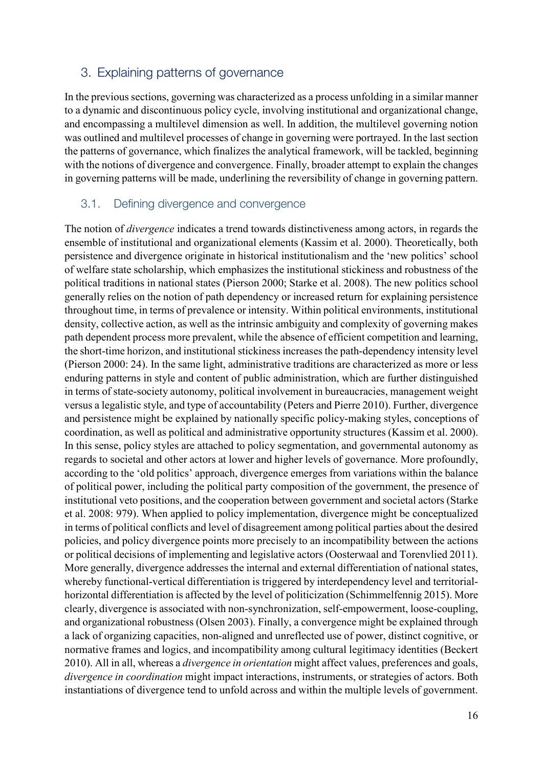## 3. Explaining patterns of governance

In the previous sections, governing was characterized as a process unfolding in a similar manner to a dynamic and discontinuous policy cycle, involving institutional and organizational change, and encompassing a multilevel dimension as well. In addition, the multilevel governing notion was outlined and multilevel processes of change in governing were portrayed. In the last section the patterns of governance, which finalizes the analytical framework, will be tackled, beginning with the notions of divergence and convergence. Finally, broader attempt to explain the changes in governing patterns will be made, underlining the reversibility of change in governing pattern.

### 3.1. Defining divergence and convergence

The notion of *divergence* indicates a trend towards distinctiveness among actors, in regards the ensemble of institutional and organizational elements (Kassim et al. 2000). Theoretically, both persistence and divergence originate in historical institutionalism and the 'new politics' school of welfare state scholarship, which emphasizes the institutional stickiness and robustness of the political traditions in national states (Pierson 2000; Starke et al. 2008). The new politics school generally relies on the notion of path dependency or increased return for explaining persistence throughout time, in terms of prevalence or intensity. Within political environments, institutional density, collective action, as well as the intrinsic ambiguity and complexity of governing makes path dependent process more prevalent, while the absence of efficient competition and learning, the short-time horizon, and institutional stickiness increases the path-dependency intensity level (Pierson 2000: 24). In the same light, administrative traditions are characterized as more or less enduring patterns in style and content of public administration, which are further distinguished in terms of state-society autonomy, political involvement in bureaucracies, management weight versus a legalistic style, and type of accountability (Peters and Pierre 2010). Further, divergence and persistence might be explained by nationally specific policy-making styles, conceptions of coordination, as well as political and administrative opportunity structures (Kassim et al. 2000). In this sense, policy styles are attached to policy segmentation, and governmental autonomy as regards to societal and other actors at lower and higher levels of governance. More profoundly, according to the 'old politics' approach, divergence emerges from variations within the balance of political power, including the political party composition of the government, the presence of institutional veto positions, and the cooperation between government and societal actors (Starke et al. 2008: 979). When applied to policy implementation, divergence might be conceptualized in terms of political conflicts and level of disagreement among political parties about the desired policies, and policy divergence points more precisely to an incompatibility between the actions or political decisions of implementing and legislative actors (Oosterwaal and Torenvlied 2011). More generally, divergence addresses the internal and external differentiation of national states, whereby functional-vertical differentiation is triggered by interdependency level and territorial-horizontal differentiation is affected by the level of politicization (Schimmelfennig 2015). More clearly, divergence is associated with non-synchronization, self-empowerment, loose-coupling, and organizational robustness (Olsen 2003). Finally, a convergence might be explained through a lack of organizing capacities, non-aligned and unreflected use of power, distinct cognitive, or normative frames and logics, and incompatibility among cultural legitimacy identities (Beckert 2010). All in all, whereas a *divergence in orientation* might affect values, preferences and goals, *divergence in coordination* might impact interactions, instruments, or strategies of actors. Both instantiations of divergence tend to unfold across and within the multiple levels of government.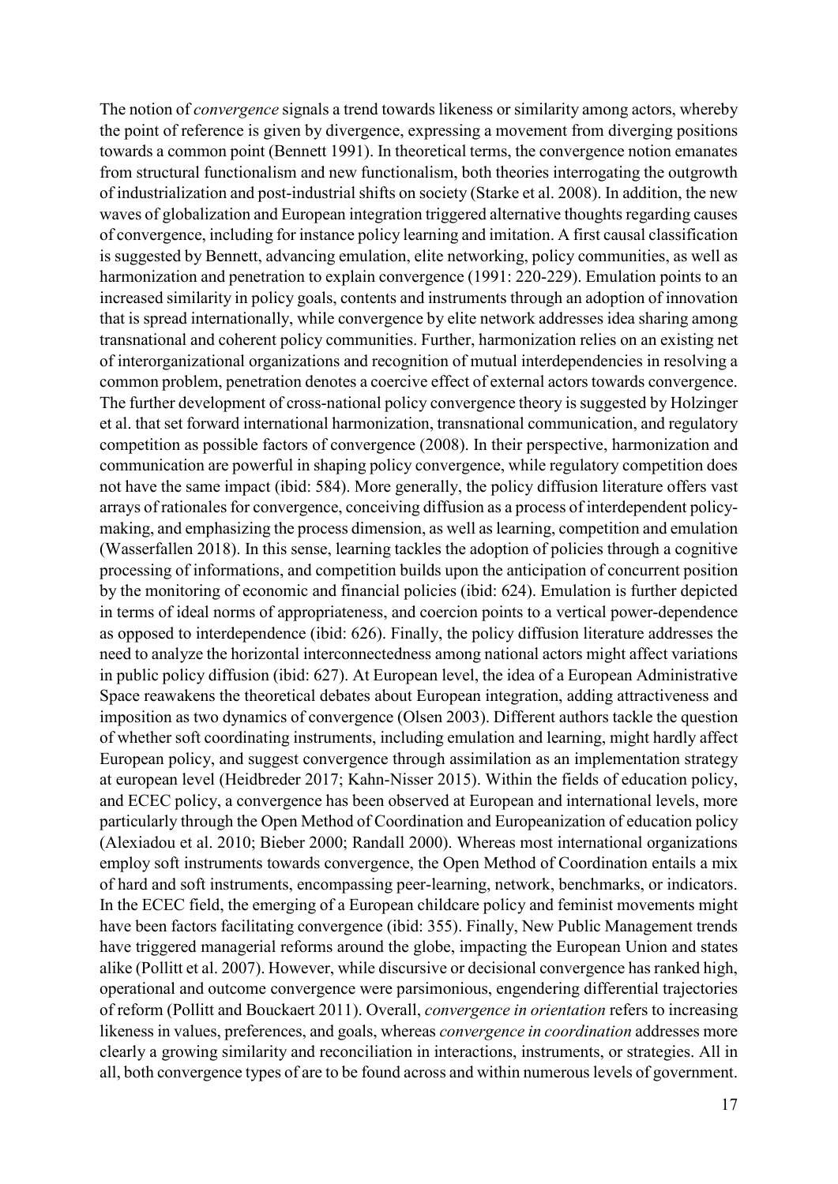The notion of *convergence* signals a trend towards likeness or similarity among actors, whereby the point of reference is given by divergence, expressing a movement from diverging positions towards a common point (Bennett 1991). In theoretical terms, the convergence notion emanates from structural functionalism and new functionalism, both theories interrogating the outgrowth of industrialization and post-industrial shifts on society (Starke et al. 2008). In addition, the new waves of globalization and European integration triggered alternative thoughts regarding causes of convergence, including for instance policy learning and imitation. A first causal classification is suggested by Bennett, advancing emulation, elite networking, policy communities, as well as harmonization and penetration to explain convergence (1991: 220-229). Emulation points to an increased similarity in policy goals, contents and instruments through an adoption of innovation that is spread internationally, while convergence by elite network addresses idea sharing among transnational and coherent policy communities. Further, harmonization relies on an existing net of interorganizational organizations and recognition of mutual interdependencies in resolving a common problem, penetration denotes a coercive effect of external actors towards convergence. The further development of cross-national policy convergence theory is suggested by Holzinger et al. that set forward international harmonization, transnational communication, and regulatory competition as possible factors of convergence (2008). In their perspective, harmonization and communication are powerful in shaping policy convergence, while regulatory competition does not have the same impact (ibid: 584). More generally, the policy diffusion literature offers vast arrays of rationales for convergence, conceiving diffusion as a process of interdependent policy-making, and emphasizing the process dimension, as well as learning, competition and emulation (Wasserfallen 2018). In this sense, learning tackles the adoption of policies through a cognitive processing of informations, and competition builds upon the anticipation of concurrent position by the monitoring of economic and financial policies (ibid: 624). Emulation is further depicted in terms of ideal norms of appropriateness, and coercion points to a vertical power-dependence as opposed to interdependence (ibid: 626). Finally, the policy diffusion literature addresses the need to analyze the horizontal interconnectedness among national actors might affect variations in public policy diffusion (ibid: 627). At European level, the idea of a European Administrative Space reawakens the theoretical debates about European integration, adding attractiveness and imposition as two dynamics of convergence (Olsen 2003). Different authors tackle the question of whether soft coordinating instruments, including emulation and learning, might hardly affect European policy, and suggest convergence through assimilation as an implementation strategy at european level (Heidbreder 2017; Kahn-Nisser 2015). Within the fields of education policy, and ECEC policy, a convergence has been observed at European and international levels, more particularly through the Open Method of Coordination and Europeanization of education policy (Alexiadou et al. 2010; Bieber 2000; Randall 2000). Whereas most international organizations employ soft instruments towards convergence, the Open Method of Coordination entails a mix of hard and soft instruments, encompassing peer-learning, network, benchmarks, or indicators. In the ECEC field, the emerging of a European childcare policy and feminist movements might have been factors facilitating convergence (ibid: 355). Finally, New Public Management trends have triggered managerial reforms around the globe, impacting the European Union and states alike (Pollitt et al. 2007). However, while discursive or decisional convergence has ranked high, operational and outcome convergence were parsimonious, engendering differential trajectories of reform (Pollitt and Bouckaert 2011). Overall, *convergence in orientation* refers to increasing likeness in values, preferences, and goals, whereas *convergence in coordination* addresses more clearly a growing similarity and reconciliation in interactions, instruments, or strategies. All in all, both convergence types of are to be found across and within numerous levels of government.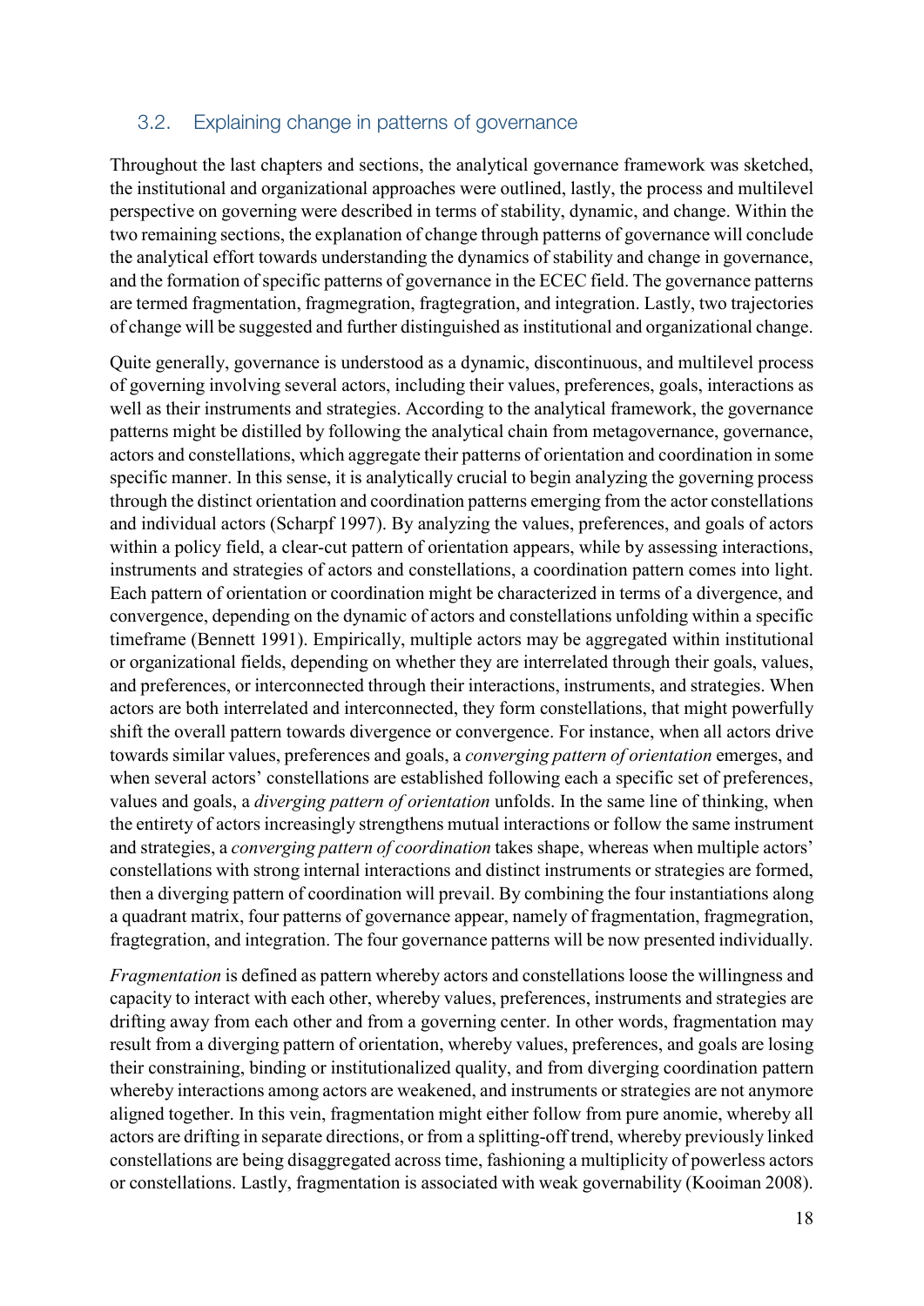## 3.2. Explaining change in patterns of governance

Throughout the last chapters and sections, the analytical governance framework was sketched, the institutional and organizational approaches were outlined, lastly, the process and multilevel perspective on governing were described in terms of stability, dynamic, and change. Within the two remaining sections, the explanation of change through patterns of governance will conclude the analytical effort towards understanding the dynamics of stability and change in governance, and the formation of specific patterns of governance in the ECEC field. The governance patterns are termed fragmentation, fragmegration, fragtegration, and integration. Lastly, two trajectories of change will be suggested and further distinguished as institutional and organizational change.

Quite generally, governance is understood as a dynamic, discontinuous, and multilevel process of governing involving several actors, including their values, preferences, goals, interactions as well as their instruments and strategies. According to the analytical framework, the governance patterns might be distilled by following the analytical chain from metagovernance, governance, actors and constellations, which aggregate their patterns of orientation and coordination in some specific manner. In this sense, it is analytically crucial to begin analyzing the governing process through the distinct orientation and coordination patterns emerging from the actor constellations and individual actors (Scharpf 1997). By analyzing the values, preferences, and goals of actors within a policy field, a clear-cut pattern of orientation appears, while by assessing interactions, instruments and strategies of actors and constellations, a coordination pattern comes into light. Each pattern of orientation or coordination might be characterized in terms of a divergence, and convergence, depending on the dynamic of actors and constellations unfolding within a specific timeframe (Bennett 1991). Empirically, multiple actors may be aggregated within institutional or organizational fields, depending on whether they are interrelated through their goals, values, and preferences, or interconnected through their interactions, instruments, and strategies. When actors are both interrelated and interconnected, they form constellations, that might powerfully shift the overall pattern towards divergence or convergence. For instance, when all actors drive towards similar values, preferences and goals, a *converging pattern of orientation* emerges, and when several actors' constellations are established following each a specific set of preferences, values and goals, a *diverging pattern of orientation* unfolds. In the same line of thinking, when the entirety of actors increasingly strengthens mutual interactions or follow the same instrument and strategies, a *converging pattern of coordination* takes shape, whereas when multiple actors' constellations with strong internal interactions and distinct instruments or strategies are formed, then a diverging pattern of coordination will prevail. By combining the four instantiations along a quadrant matrix, four patterns of governance appear, namely of fragmentation, fragmegration, fragtegration, and integration. The four governance patterns will be now presented individually.

*Fragmentation* is defined as pattern whereby actors and constellations loose the willingness and capacity to interact with each other, whereby values, preferences, instruments and strategies are drifting away from each other and from a governing center. In other words, fragmentation may result from a diverging pattern of orientation, whereby values, preferences, and goals are losing their constraining, binding or institutionalized quality, and from diverging coordination pattern whereby interactions among actors are weakened, and instruments or strategies are not anymore aligned together. In this vein, fragmentation might either follow from pure anomie, whereby all actors are drifting in separate directions, or from a splitting-off trend, whereby previously linked constellations are being disaggregated across time, fashioning a multiplicity of powerless actors or constellations. Lastly, fragmentation is associated with weak governability (Kooiman 2008).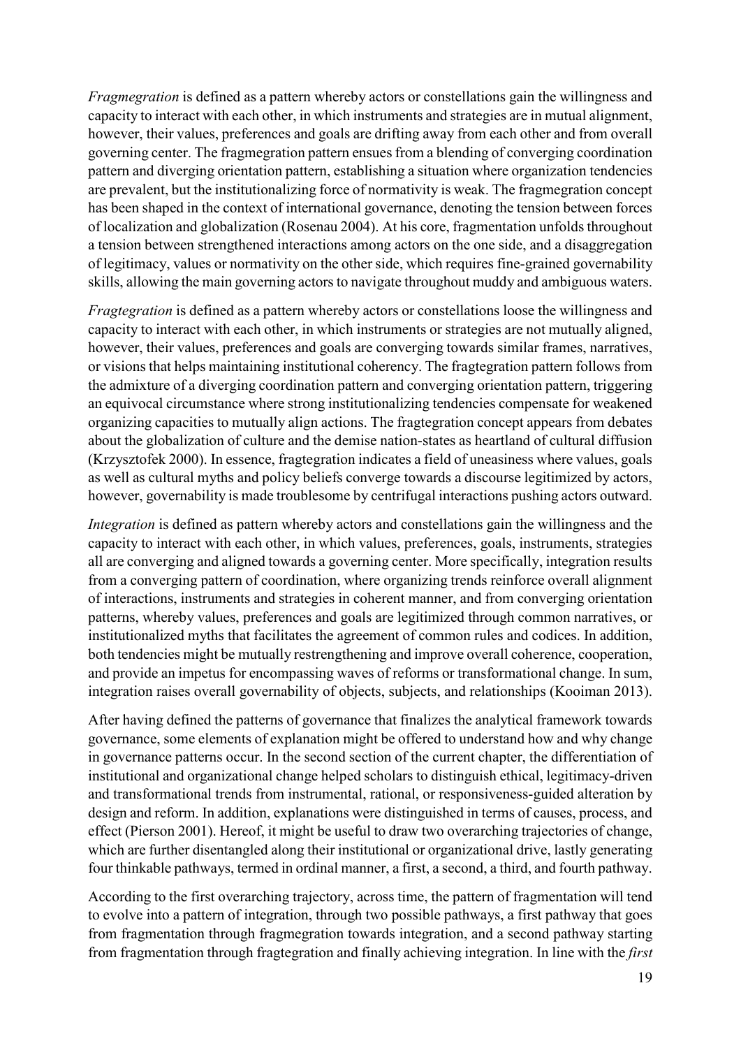*Fragmegration* is defined as a pattern whereby actors or constellations gain the willingness and capacity to interact with each other, in which instruments and strategies are in mutual alignment, however, their values, preferences and goals are drifting away from each other and from overall governing center. The fragmegration pattern ensues from a blending of converging coordination pattern and diverging orientation pattern, establishing a situation where organization tendencies are prevalent, but the institutionalizing force of normativity is weak. The fragmegration concept has been shaped in the context of international governance, denoting the tension between forces of localization and globalization (Rosenau 2004). At his core, fragmentation unfolds throughout a tension between strengthened interactions among actors on the one side, and a disaggregation of legitimacy, values or normativity on the other side, which requires fine-grained governability skills, allowing the main governing actors to navigate throughout muddy and ambiguous waters.

*Fragtegration* is defined as a pattern whereby actors or constellations loose the willingness and capacity to interact with each other, in which instruments or strategies are not mutually aligned, however, their values, preferences and goals are converging towards similar frames, narratives, or visions that helps maintaining institutional coherency. The fragtegration pattern follows from the admixture of a diverging coordination pattern and converging orientation pattern, triggering an equivocal circumstance where strong institutionalizing tendencies compensate for weakened organizing capacities to mutually align actions. The fragtegration concept appears from debates about the globalization of culture and the demise nation-states as heartland of cultural diffusion (Krzysztofek 2000). In essence, fragtegration indicates a field of uneasiness where values, goals as well as cultural myths and policy beliefs converge towards a discourse legitimized by actors, however, governability is made troublesome by centrifugal interactions pushing actors outward.

*Integration* is defined as pattern whereby actors and constellations gain the willingness and the capacity to interact with each other, in which values, preferences, goals, instruments, strategies all are converging and aligned towards a governing center. More specifically, integration results from a converging pattern of coordination, where organizing trends reinforce overall alignment of interactions, instruments and strategies in coherent manner, and from converging orientation patterns, whereby values, preferences and goals are legitimized through common narratives, or institutionalized myths that facilitates the agreement of common rules and codices. In addition, both tendencies might be mutually restrengthening and improve overall coherence, cooperation, and provide an impetus for encompassing waves of reforms or transformational change. In sum, integration raises overall governability of objects, subjects, and relationships (Kooiman 2013).

After having defined the patterns of governance that finalizes the analytical framework towards governance, some elements of explanation might be offered to understand how and why change in governance patterns occur. In the second section of the current chapter, the differentiation of institutional and organizational change helped scholars to distinguish ethical, legitimacy-driven and transformational trends from instrumental, rational, or responsiveness-guided alteration by design and reform. In addition, explanations were distinguished in terms of causes, process, and effect (Pierson 2001). Hereof, it might be useful to draw two overarching trajectories of change, which are further disentangled along their institutional or organizational drive, lastly generating four thinkable pathways, termed in ordinal manner, a first, a second, a third, and fourth pathway.

According to the first overarching trajectory, across time, the pattern of fragmentation will tend to evolve into a pattern of integration, through two possible pathways, a first pathway that goes from fragmentation through fragmegration towards integration, and a second pathway starting from fragmentation through fragtegration and finally achieving integration. In line with the *first*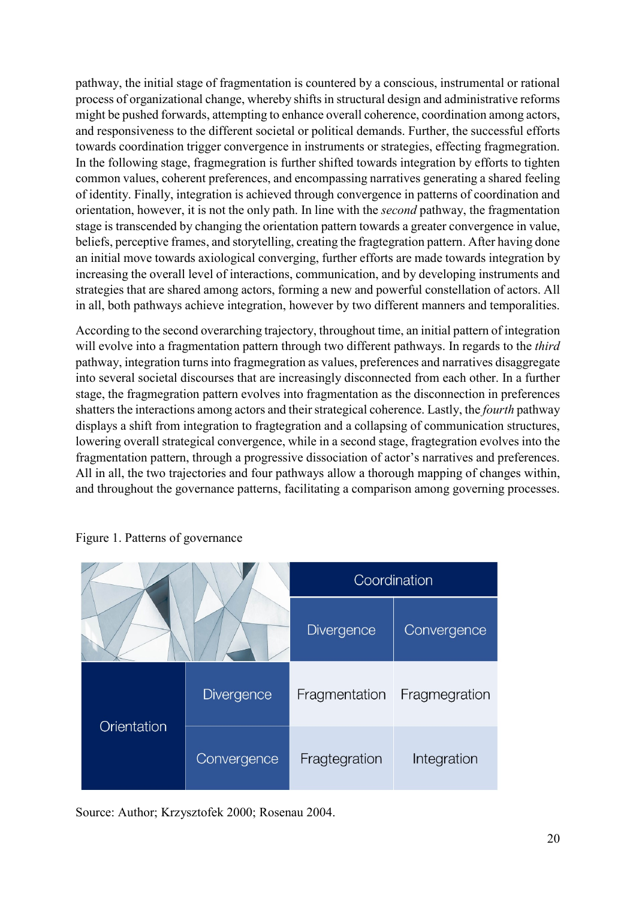pathway, the initial stage of fragmentation is countered by a conscious, instrumental or rational process of organizational change, whereby shifts in structural design and administrative reforms might be pushed forwards, attempting to enhance overall coherence, coordination among actors, and responsiveness to the different societal or political demands. Further, the successful efforts towards coordination trigger convergence in instruments or strategies, effecting fragmegration. In the following stage, fragmegration is further shifted towards integration by efforts to tighten common values, coherent preferences, and encompassing narratives generating a shared feeling of identity. Finally, integration is achieved through convergence in patterns of coordination and orientation, however, it is not the only path. In line with the *second* pathway, the fragmentation stage is transcended by changing the orientation pattern towards a greater convergence in value, beliefs, perceptive frames, and storytelling, creating the fragtegration pattern. After having done an initial move towards axiological converging, further efforts are made towards integration by increasing the overall level of interactions, communication, and by developing instruments and strategies that are shared among actors, forming a new and powerful constellation of actors. All in all, both pathways achieve integration, however by two different manners and temporalities.

According to the second overarching trajectory, throughout time, an initial pattern of integration will evolve into a fragmentation pattern through two different pathways. In regards to the *third* pathway, integration turns into fragmegration as values, preferences and narratives disaggregate into several societal discourses that are increasingly disconnected from each other. In a further stage, the fragmegration pattern evolves into fragmentation as the disconnection in preferences shatters the interactions among actors and their strategical coherence. Lastly, the *fourth* pathway displays a shift from integration to fragtegration and a collapsing of communication structures, lowering overall strategical convergence, while in a second stage, fragtegration evolves into the fragmentation pattern, through a progressive dissociation of actor's narratives and preferences. All in all, the two trajectories and four pathways allow a thorough mapping of changes within, and throughout the governance patterns, facilitating a comparison among governing processes.

Figure 1. Patterns of governance

| | | Coordination | |
|---|---|---|---|
| | | Divergence | Convergence |
| Orientation | Divergence | Fragmentation | Fragmegration |
| | Convergence | Fragtegration | Integration |

Source: Author; Krzysztofek 2000; Rosenau 2004.